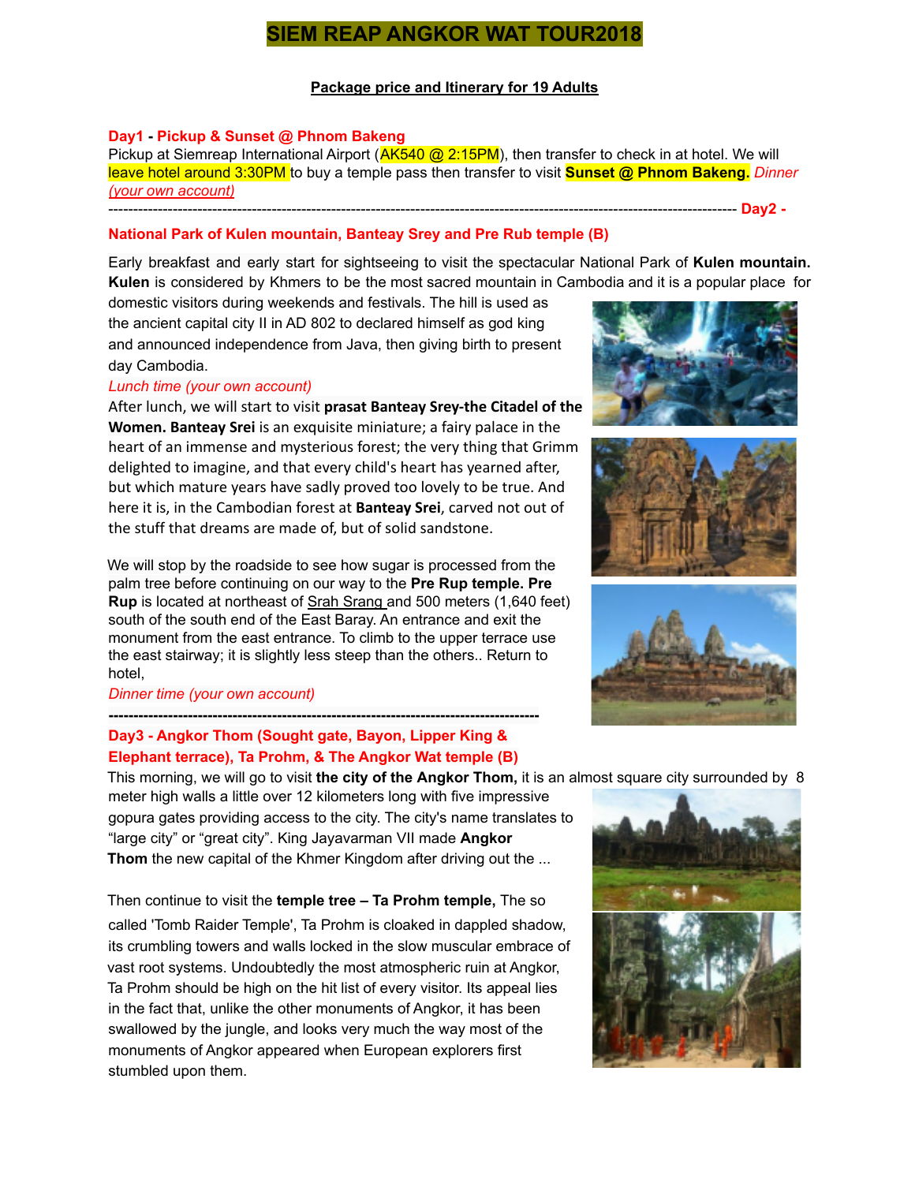# SIEM REAP ANGKOR WAT TOUR2018

**Package price and Itinerary for 19 Adults**

## Day1 - Pickup & Sunset @ Phnom Bakeng

Pickup at Siemreap International Airport (AK540 @ 2:15PM), then transfer to check in at hotel. We will leave hotel around 3:30PM to buy a temple pass then transfer to visit **Sunset @ Phnom Bakeng.** *Dinner (your own account)*

---

## Day2 - National Park of Kulen mountain, Banteay Srey and Pre Rub temple (B)

Early breakfast and early start for sightseeing to visit the spectacular National Park of **Kulen mountain. Kulen** is considered by Khmers to be the most sacred mountain in Cambodia and it is a popular place for domestic visitors during weekends and festivals. The hill is used as the ancient capital city II in AD 802 to declared himself as god king and announced independence from Java, then giving birth to present day Cambodia.

*Lunch time (your own account)*

After lunch, we will start to visit **prasat Banteay Srey-the Citadel of the Women. Banteay Srei** is an exquisite miniature; a fairy palace in the heart of an immense and mysterious forest; the very thing that Grimm delighted to imagine, and that every child's heart has yearned after, but which mature years have sadly proved too lovely to be true. And here it is, in the Cambodian forest at **Banteay Srei**, carved not out of the stuff that dreams are made of, but of solid sandstone.

We will stop by the roadside to see how sugar is processed from the palm tree before continuing on our way to the **Pre Rup temple. Pre Rup** is located at northeast of Srah Srang and 500 meters (1,640 feet) south of the south end of the East Baray. An entrance and exit the monument from the east entrance. To climb to the upper terrace use the east stairway; it is slightly less steep than the others.. Return to hotel,

*Dinner time (your own account)*

---

## Day3 - Angkor Thom (Sought gate, Bayon, Lipper King & Elephant terrace), Ta Prohm, & The Angkor Wat temple (B)

This morning, we will go to visit **the city of the Angkor Thom,** it is an almost square city surrounded by 8 meter high walls a little over 12 kilometers long with five impressive gopura gates providing access to the city. The city's name translates to "large city" or "great city". King Jayavarman VII made **Angkor Thom** the new capital of the Khmer Kingdom after driving out the ...

Then continue to visit the **temple tree – Ta Prohm temple,** The so called 'Tomb Raider Temple', Ta Prohm is cloaked in dappled shadow, its crumbling towers and walls locked in the slow muscular embrace of vast root systems. Undoubtedly the most atmospheric ruin at Angkor, Ta Prohm should be high on the hit list of every visitor. Its appeal lies in the fact that, unlike the other monuments of Angkor, it has been swallowed by the jungle, and looks very much the way most of the monuments of Angkor appeared when European explorers first stumbled upon them.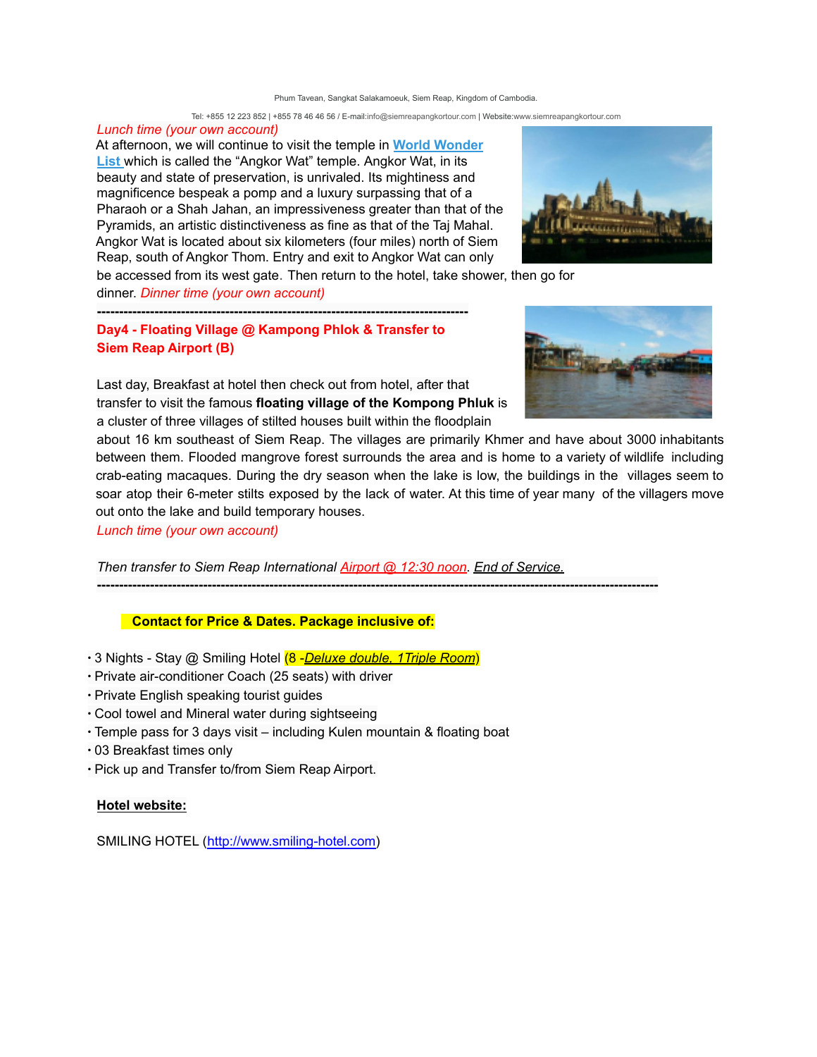*Lunch time (your own account)*

At afternoon, we will continue to visit the temple in **World Wonder List** which is called the “Angkor Wat” temple. Angkor Wat, in its beauty and state of preservation, is unrivaled. Its mightiness and magnificence bespeak a pomp and a luxury surpassing that of a Pharaoh or a Shah Jahan, an impressiveness greater than that of the Pyramids, an artistic distinctiveness as fine as that of the Taj Mahal. Angkor Wat is located about six kilometers (four miles) north of Siem Reap, south of Angkor Thom. Entry and exit to Angkor Wat can only be accessed from its west gate. Then return to the hotel, take shower, then go for dinner. *Dinner time (your own account)*

---

### Day4 - Floating Village @ Kampong Phlok & Transfer to Siem Reap Airport (B)

Last day, Breakfast at hotel then check out from hotel, after that transfer to visit the famous **floating village of the Kompong Phluk** is a cluster of three villages of stilted houses built within the floodplain about 16 km southeast of Siem Reap. The villages are primarily Khmer and have about 3000 inhabitants between them. Flooded mangrove forest surrounds the area and is home to a variety of wildlife including crab-eating macaques. During the dry season when the lake is low, the buildings in the villages seem to soar atop their 6-meter stilts exposed by the lack of water. At this time of year many of the villagers move out onto the lake and build temporary houses.

*Lunch time (your own account)*

*Then transfer to Siem Reap International Airport @ 12:30 noon. End of Service.*

---

**Contact for Price & Dates. Package inclusive of:**

- 3 Nights - Stay @ Smiling Hotel (8 -*Deluxe double, 1Triple Room*)
- Private air-conditioner Coach (25 seats) with driver
- Private English speaking tourist guides
- Cool towel and Mineral water during sightseeing
- Temple pass for 3 days visit – including Kulen mountain & floating boat
- 03 Breakfast times only
- Pick up and Transfer to/from Siem Reap Airport.

**Hotel website:**

SMILING HOTEL (http://www.smiling-hotel.com)